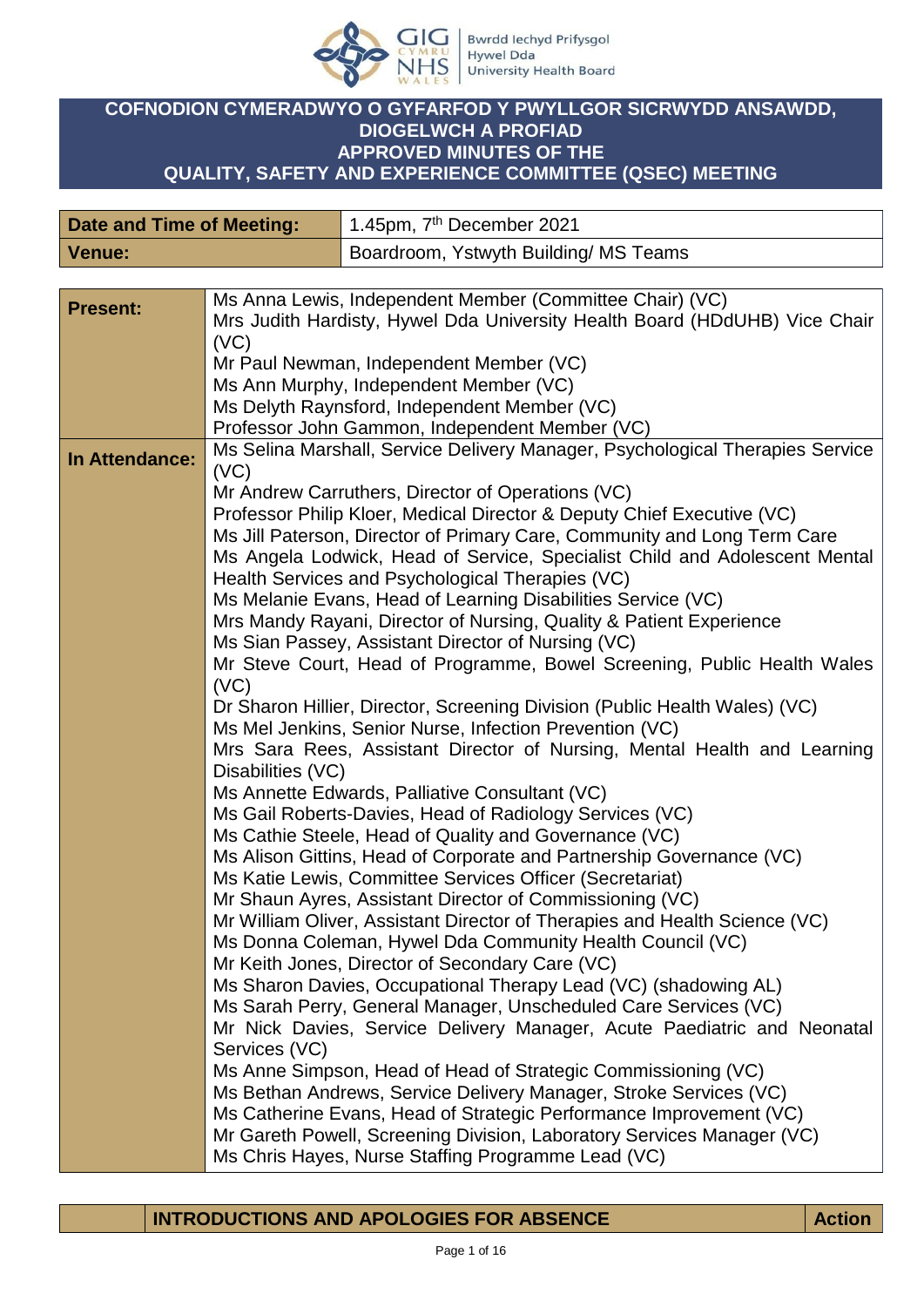# COFNODION CYMERADWYO O GYFARFOD Y PWYLLGOR SICRWYDD ANSAWDD, DIOGELWCH A PROFIAD
# APPROVED MINUTES OF THE QUALITY, SAFETY AND EXPERIENCE COMMITTEE (QSEC) MEETING

| Date and Time of Meeting: | 1.45pm, 7th December 2021 |
|---|---|
| Venue: | Boardroom, Ystwyth Building/ MS Teams |

| | |
|---|---|
| **Present:** | Ms Anna Lewis, Independent Member (Committee Chair) (VC)<br>Mrs Judith Hardisty, Hywel Dda University Health Board (HDdUHB) Vice Chair (VC)<br>Mr Paul Newman, Independent Member (VC)<br>Ms Ann Murphy, Independent Member (VC)<br>Ms Delyth Raynsford, Independent Member (VC)<br>Professor John Gammon, Independent Member (VC) |
| **In Attendance:** | Ms Selina Marshall, Service Delivery Manager, Psychological Therapies Service (VC)<br>Mr Andrew Carruthers, Director of Operations (VC)<br>Professor Philip Kloer, Medical Director & Deputy Chief Executive (VC)<br>Ms Jill Paterson, Director of Primary Care, Community and Long Term Care<br>Ms Angela Lodwick, Head of Service, Specialist Child and Adolescent Mental Health Services and Psychological Therapies (VC)<br>Ms Melanie Evans, Head of Learning Disabilities Service (VC)<br>Mrs Mandy Rayani, Director of Nursing, Quality & Patient Experience<br>Ms Sian Passey, Assistant Director of Nursing (VC)<br>Mr Steve Court, Head of Programme, Bowel Screening, Public Health Wales (VC)<br>Dr Sharon Hillier, Director, Screening Division (Public Health Wales) (VC)<br>Ms Mel Jenkins, Senior Nurse, Infection Prevention (VC)<br>Mrs Sara Rees, Assistant Director of Nursing, Mental Health and Learning Disabilities (VC)<br>Ms Annette Edwards, Palliative Consultant (VC)<br>Ms Gail Roberts-Davies, Head of Radiology Services (VC)<br>Ms Cathie Steele, Head of Quality and Governance (VC)<br>Ms Alison Gittins, Head of Corporate and Partnership Governance (VC)<br>Ms Katie Lewis, Committee Services Officer (Secretariat)<br>Mr Shaun Ayres, Assistant Director of Commissioning (VC)<br>Mr William Oliver, Assistant Director of Therapies and Health Science (VC)<br>Ms Donna Coleman, Hywel Dda Community Health Council (VC)<br>Mr Keith Jones, Director of Secondary Care (VC)<br>Ms Sharon Davies, Occupational Therapy Lead (VC) (shadowing AL)<br>Ms Sarah Perry, General Manager, Unscheduled Care Services (VC)<br>Mr Nick Davies, Service Delivery Manager, Acute Paediatric and Neonatal Services (VC)<br>Ms Anne Simpson, Head of Head of Strategic Commissioning (VC)<br>Ms Bethan Andrews, Service Delivery Manager, Stroke Services (VC)<br>Ms Catherine Evans, Head of Strategic Performance Improvement (VC)<br>Mr Gareth Powell, Screening Division, Laboratory Services Manager (VC)<br>Ms Chris Hayes, Nurse Staffing Programme Lead (VC) |

| | INTRODUCTIONS AND APOLOGIES FOR ABSENCE | Action |
|---|---|---|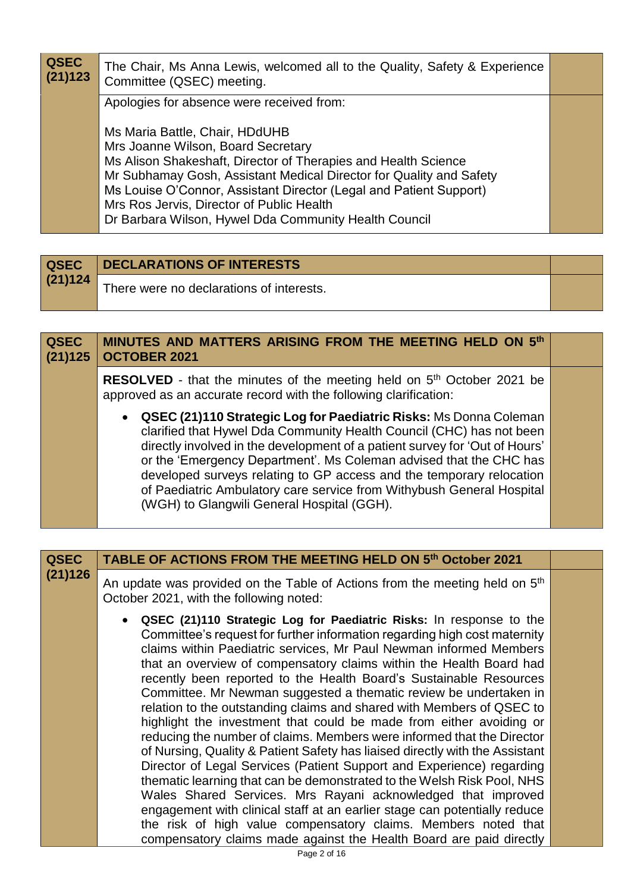| | | |
|---|---|---|
| **QSEC (21)123** | The Chair, Ms Anna Lewis, welcomed all to the Quality, Safety & Experience Committee (QSEC) meeting. | |
| | Apologies for absence were received from:<br><br>Ms Maria Battle, Chair, HDdUHB<br>Mrs Joanne Wilson, Board Secretary<br>Ms Alison Shakeshaft, Director of Therapies and Health Science<br>Mr Subhamay Gosh, Assistant Medical Director for Quality and Safety<br>Ms Louise O'Connor, Assistant Director (Legal and Patient Support)<br>Mrs Ros Jervis, Director of Public Health<br>Dr Barbara Wilson, Hywel Dda Community Health Council | |

| | | |
|---|---|---|
| **QSEC (21)124** | **DECLARATIONS OF INTERESTS** | |
| | There were no declarations of interests. | |

| | | |
|---|---|---|
| **QSEC (21)125** | **MINUTES AND MATTERS ARISING FROM THE MEETING HELD ON 5th OCTOBER 2021** | |
| | **RESOLVED** - that the minutes of the meeting held on 5th October 2021 be approved as an accurate record with the following clarification:<br><br>• **QSEC (21)110 Strategic Log for Paediatric Risks:** Ms Donna Coleman clarified that Hywel Dda Community Health Council (CHC) has not been directly involved in the development of a patient survey for 'Out of Hours' or the 'Emergency Department'. Ms Coleman advised that the CHC has developed surveys relating to GP access and the temporary relocation of Paediatric Ambulatory care service from Withybush General Hospital (WGH) to Glangwili General Hospital (GGH). | |

| | | |
|---|---|---|
| **QSEC (21)126** | **TABLE OF ACTIONS FROM THE MEETING HELD ON 5th October 2021** | |
| | An update was provided on the Table of Actions from the meeting held on 5th October 2021, with the following noted:<br><br>• **QSEC (21)110 Strategic Log for Paediatric Risks:** In response to the Committee's request for further information regarding high cost maternity claims within Paediatric services, Mr Paul Newman informed Members that an overview of compensatory claims within the Health Board had recently been reported to the Health Board's Sustainable Resources Committee. Mr Newman suggested a thematic review be undertaken in relation to the outstanding claims and shared with Members of QSEC to highlight the investment that could be made from either avoiding or reducing the number of claims. Members were informed that the Director of Nursing, Quality & Patient Safety has liaised directly with the Assistant Director of Legal Services (Patient Support and Experience) regarding thematic learning that can be demonstrated to the Welsh Risk Pool, NHS Wales Shared Services. Mrs Rayani acknowledged that improved engagement with clinical staff at an earlier stage can potentially reduce the risk of high value compensatory claims. Members noted that compensatory claims made against the Health Board are paid directly | |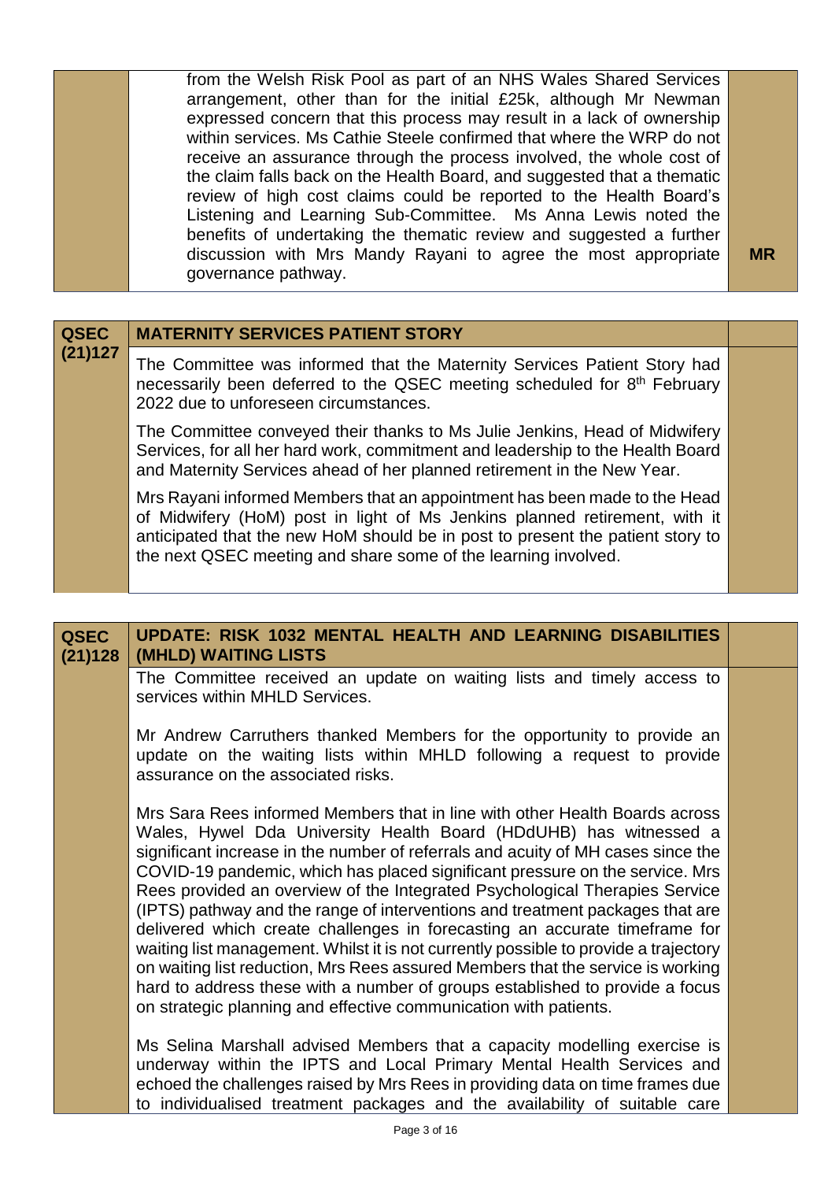| | | |
|---|---|---|
| | from the Welsh Risk Pool as part of an NHS Wales Shared Services arrangement, other than for the initial £25k, although Mr Newman expressed concern that this process may result in a lack of ownership within services. Ms Cathie Steele confirmed that where the WRP do not receive an assurance through the process involved, the whole cost of the claim falls back on the Health Board, and suggested that a thematic review of high cost claims could be reported to the Health Board's Listening and Learning Sub-Committee. Ms Anna Lewis noted the benefits of undertaking the thematic review and suggested a further discussion with Mrs Mandy Rayani to agree the most appropriate governance pathway. | **MR** |

| **QSEC (21)127** | **MATERNITY SERVICES PATIENT STORY** | |
|---|---|---|
| | The Committee was informed that the Maternity Services Patient Story had necessarily been deferred to the QSEC meeting scheduled for 8th February 2022 due to unforeseen circumstances.<br><br>The Committee conveyed their thanks to Ms Julie Jenkins, Head of Midwifery Services, for all her hard work, commitment and leadership to the Health Board and Maternity Services ahead of her planned retirement in the New Year.<br><br>Mrs Rayani informed Members that an appointment has been made to the Head of Midwifery (HoM) post in light of Ms Jenkins planned retirement, with it anticipated that the new HoM should be in post to present the patient story to the next QSEC meeting and share some of the learning involved. | |

| **QSEC (21)128** | **UPDATE: RISK 1032 MENTAL HEALTH AND LEARNING DISABILITIES (MHLD) WAITING LISTS** | |
|---|---|---|
| | The Committee received an update on waiting lists and timely access to services within MHLD Services.<br><br>Mr Andrew Carruthers thanked Members for the opportunity to provide an update on the waiting lists within MHLD following a request to provide assurance on the associated risks.<br><br>Mrs Sara Rees informed Members that in line with other Health Boards across Wales, Hywel Dda University Health Board (HDdUHB) has witnessed a significant increase in the number of referrals and acuity of MH cases since the COVID-19 pandemic, which has placed significant pressure on the service. Mrs Rees provided an overview of the Integrated Psychological Therapies Service (IPTS) pathway and the range of interventions and treatment packages that are delivered which create challenges in forecasting an accurate timeframe for waiting list management. Whilst it is not currently possible to provide a trajectory on waiting list reduction, Mrs Rees assured Members that the service is working hard to address these with a number of groups established to provide a focus on strategic planning and effective communication with patients.<br><br>Ms Selina Marshall advised Members that a capacity modelling exercise is underway within the IPTS and Local Primary Mental Health Services and echoed the challenges raised by Mrs Rees in providing data on time frames due to individualised treatment packages and the availability of suitable care | |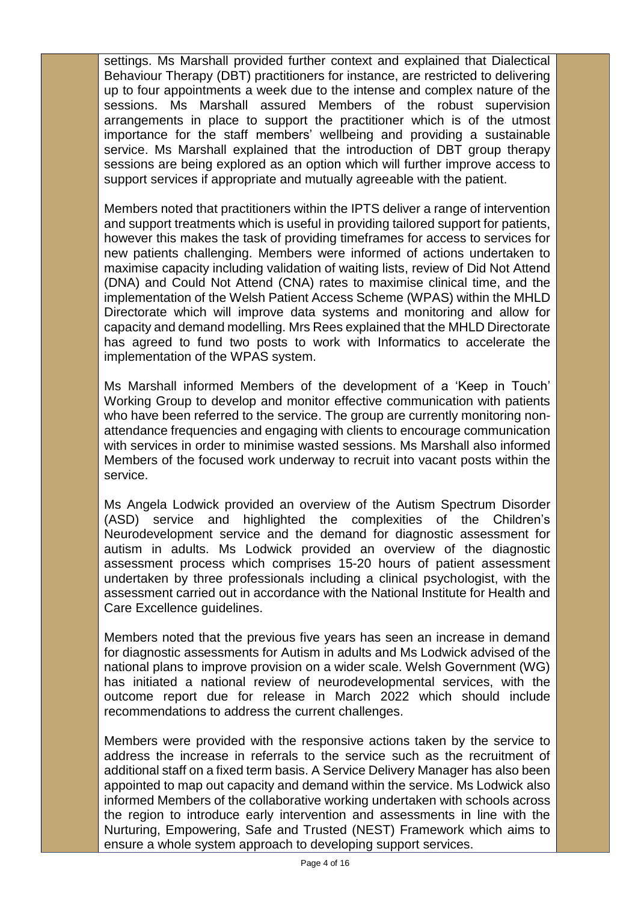settings. Ms Marshall provided further context and explained that Dialectical Behaviour Therapy (DBT) practitioners for instance, are restricted to delivering up to four appointments a week due to the intense and complex nature of the sessions. Ms Marshall assured Members of the robust supervision arrangements in place to support the practitioner which is of the utmost importance for the staff members' wellbeing and providing a sustainable service. Ms Marshall explained that the introduction of DBT group therapy sessions are being explored as an option which will further improve access to support services if appropriate and mutually agreeable with the patient.

Members noted that practitioners within the IPTS deliver a range of intervention and support treatments which is useful in providing tailored support for patients, however this makes the task of providing timeframes for access to services for new patients challenging. Members were informed of actions undertaken to maximise capacity including validation of waiting lists, review of Did Not Attend (DNA) and Could Not Attend (CNA) rates to maximise clinical time, and the implementation of the Welsh Patient Access Scheme (WPAS) within the MHLD Directorate which will improve data systems and monitoring and allow for capacity and demand modelling. Mrs Rees explained that the MHLD Directorate has agreed to fund two posts to work with Informatics to accelerate the implementation of the WPAS system.

Ms Marshall informed Members of the development of a 'Keep in Touch' Working Group to develop and monitor effective communication with patients who have been referred to the service. The group are currently monitoring non-attendance frequencies and engaging with clients to encourage communication with services in order to minimise wasted sessions. Ms Marshall also informed Members of the focused work underway to recruit into vacant posts within the service.

Ms Angela Lodwick provided an overview of the Autism Spectrum Disorder (ASD) service and highlighted the complexities of the Children's Neurodevelopment service and the demand for diagnostic assessment for autism in adults. Ms Lodwick provided an overview of the diagnostic assessment process which comprises 15-20 hours of patient assessment undertaken by three professionals including a clinical psychologist, with the assessment carried out in accordance with the National Institute for Health and Care Excellence guidelines.

Members noted that the previous five years has seen an increase in demand for diagnostic assessments for Autism in adults and Ms Lodwick advised of the national plans to improve provision on a wider scale. Welsh Government (WG) has initiated a national review of neurodevelopmental services, with the outcome report due for release in March 2022 which should include recommendations to address the current challenges.

Members were provided with the responsive actions taken by the service to address the increase in referrals to the service such as the recruitment of additional staff on a fixed term basis. A Service Delivery Manager has also been appointed to map out capacity and demand within the service. Ms Lodwick also informed Members of the collaborative working undertaken with schools across the region to introduce early intervention and assessments in line with the Nurturing, Empowering, Safe and Trusted (NEST) Framework which aims to ensure a whole system approach to developing support services.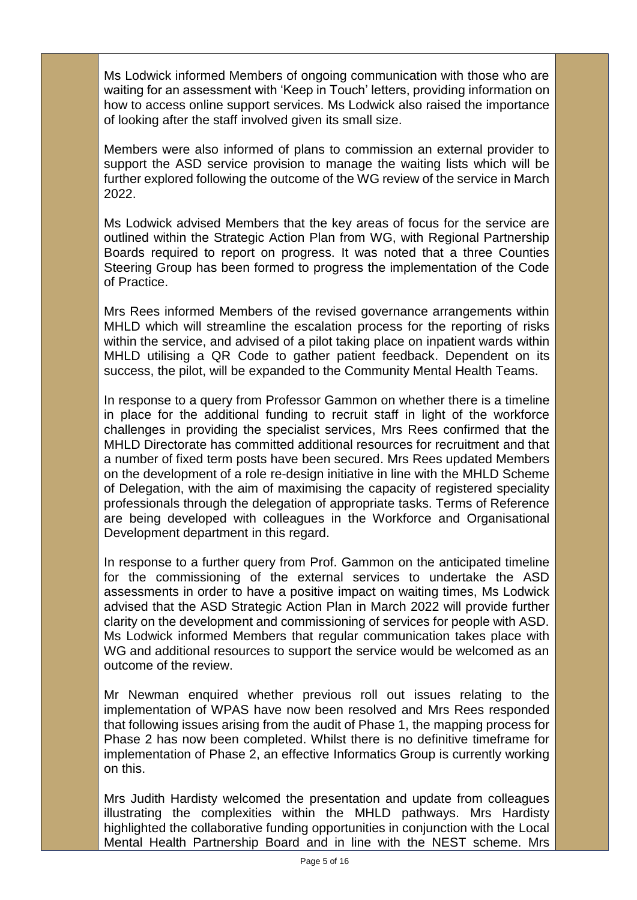Ms Lodwick informed Members of ongoing communication with those who are waiting for an assessment with 'Keep in Touch' letters, providing information on how to access online support services. Ms Lodwick also raised the importance of looking after the staff involved given its small size.

Members were also informed of plans to commission an external provider to support the ASD service provision to manage the waiting lists which will be further explored following the outcome of the WG review of the service in March 2022.

Ms Lodwick advised Members that the key areas of focus for the service are outlined within the Strategic Action Plan from WG, with Regional Partnership Boards required to report on progress. It was noted that a three Counties Steering Group has been formed to progress the implementation of the Code of Practice.

Mrs Rees informed Members of the revised governance arrangements within MHLD which will streamline the escalation process for the reporting of risks within the service, and advised of a pilot taking place on inpatient wards within MHLD utilising a QR Code to gather patient feedback. Dependent on its success, the pilot, will be expanded to the Community Mental Health Teams.

In response to a query from Professor Gammon on whether there is a timeline in place for the additional funding to recruit staff in light of the workforce challenges in providing the specialist services, Mrs Rees confirmed that the MHLD Directorate has committed additional resources for recruitment and that a number of fixed term posts have been secured. Mrs Rees updated Members on the development of a role re-design initiative in line with the MHLD Scheme of Delegation, with the aim of maximising the capacity of registered speciality professionals through the delegation of appropriate tasks. Terms of Reference are being developed with colleagues in the Workforce and Organisational Development department in this regard.

In response to a further query from Prof. Gammon on the anticipated timeline for the commissioning of the external services to undertake the ASD assessments in order to have a positive impact on waiting times, Ms Lodwick advised that the ASD Strategic Action Plan in March 2022 will provide further clarity on the development and commissioning of services for people with ASD. Ms Lodwick informed Members that regular communication takes place with WG and additional resources to support the service would be welcomed as an outcome of the review.

Mr Newman enquired whether previous roll out issues relating to the implementation of WPAS have now been resolved and Mrs Rees responded that following issues arising from the audit of Phase 1, the mapping process for Phase 2 has now been completed. Whilst there is no definitive timeframe for implementation of Phase 2, an effective Informatics Group is currently working on this.

Mrs Judith Hardisty welcomed the presentation and update from colleagues illustrating the complexities within the MHLD pathways. Mrs Hardisty highlighted the collaborative funding opportunities in conjunction with the Local Mental Health Partnership Board and in line with the NEST scheme. Mrs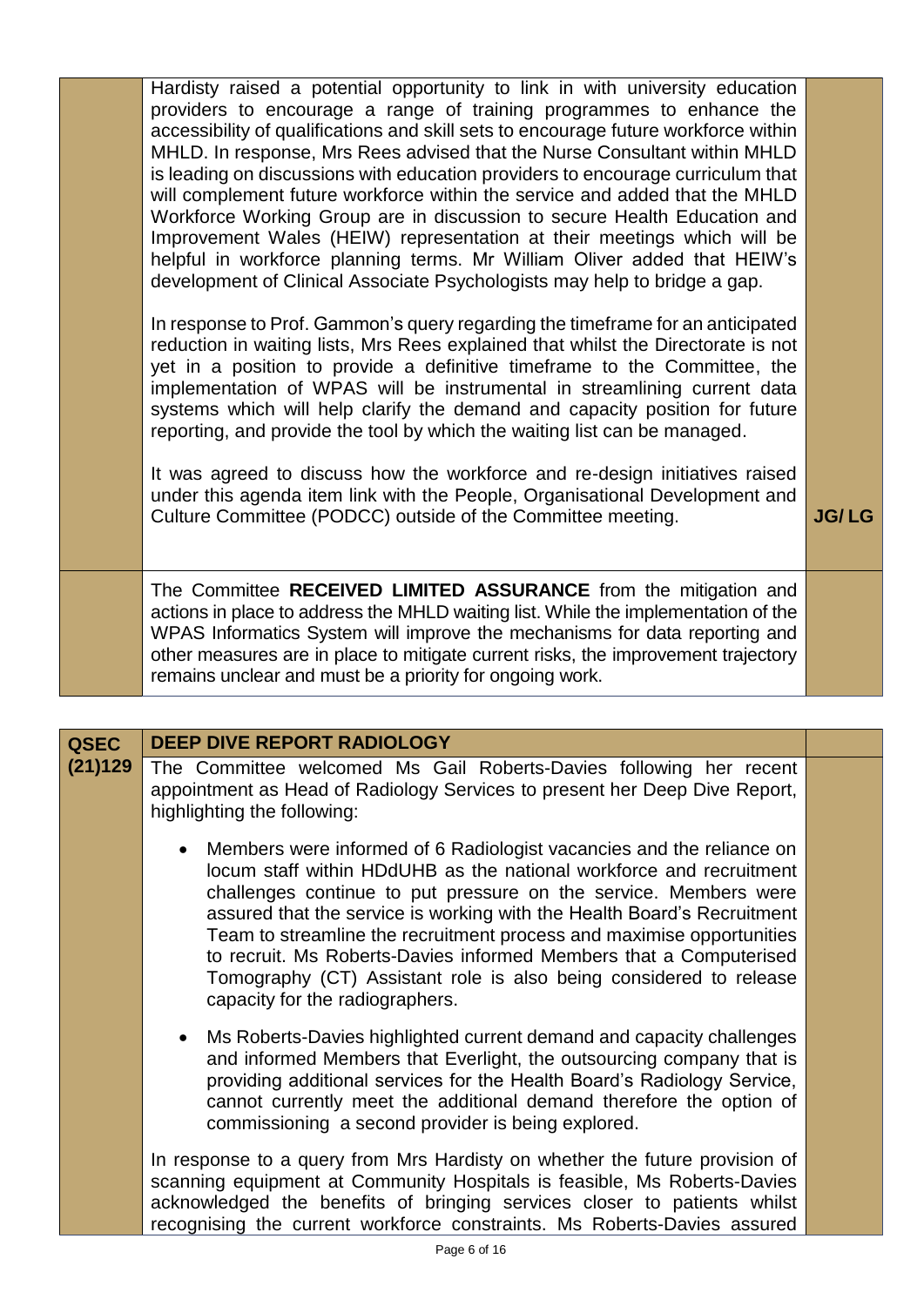| | | |
|---|---|---|
| | Hardisty raised a potential opportunity to link in with university education providers to encourage a range of training programmes to enhance the accessibility of qualifications and skill sets to encourage future workforce within MHLD. In response, Mrs Rees advised that the Nurse Consultant within MHLD is leading on discussions with education providers to encourage curriculum that will complement future workforce within the service and added that the MHLD Workforce Working Group are in discussion to secure Health Education and Improvement Wales (HEIW) representation at their meetings which will be helpful in workforce planning terms. Mr William Oliver added that HEIW's development of Clinical Associate Psychologists may help to bridge a gap.<br><br>In response to Prof. Gammon's query regarding the timeframe for an anticipated reduction in waiting lists, Mrs Rees explained that whilst the Directorate is not yet in a position to provide a definitive timeframe to the Committee, the implementation of WPAS will be instrumental in streamlining current data systems which will help clarify the demand and capacity position for future reporting, and provide the tool by which the waiting list can be managed.<br><br>It was agreed to discuss how the workforce and re-design initiatives raised under this agenda item link with the People, Organisational Development and Culture Committee (PODCC) outside of the Committee meeting. | **JG/ LG** |
| | The Committee **RECEIVED LIMITED ASSURANCE** from the mitigation and actions in place to address the MHLD waiting list. While the implementation of the WPAS Informatics System will improve the mechanisms for data reporting and other measures are in place to mitigate current risks, the improvement trajectory remains unclear and must be a priority for ongoing work. | |

| **QSEC (21)129** | **DEEP DIVE REPORT RADIOLOGY** | |
|---|---|---|
| | The Committee welcomed Ms Gail Roberts-Davies following her recent appointment as Head of Radiology Services to present her Deep Dive Report, highlighting the following:<br><br>• Members were informed of 6 Radiologist vacancies and the reliance on locum staff within HDdUHB as the national workforce and recruitment challenges continue to put pressure on the service. Members were assured that the service is working with the Health Board's Recruitment Team to streamline the recruitment process and maximise opportunities to recruit. Ms Roberts-Davies informed Members that a Computerised Tomography (CT) Assistant role is also being considered to release capacity for the radiographers.<br><br>• Ms Roberts-Davies highlighted current demand and capacity challenges and informed Members that Everlight, the outsourcing company that is providing additional services for the Health Board's Radiology Service, cannot currently meet the additional demand therefore the option of commissioning a second provider is being explored.<br><br>In response to a query from Mrs Hardisty on whether the future provision of scanning equipment at Community Hospitals is feasible, Ms Roberts-Davies acknowledged the benefits of bringing services closer to patients whilst recognising the current workforce constraints. Ms Roberts-Davies assured | |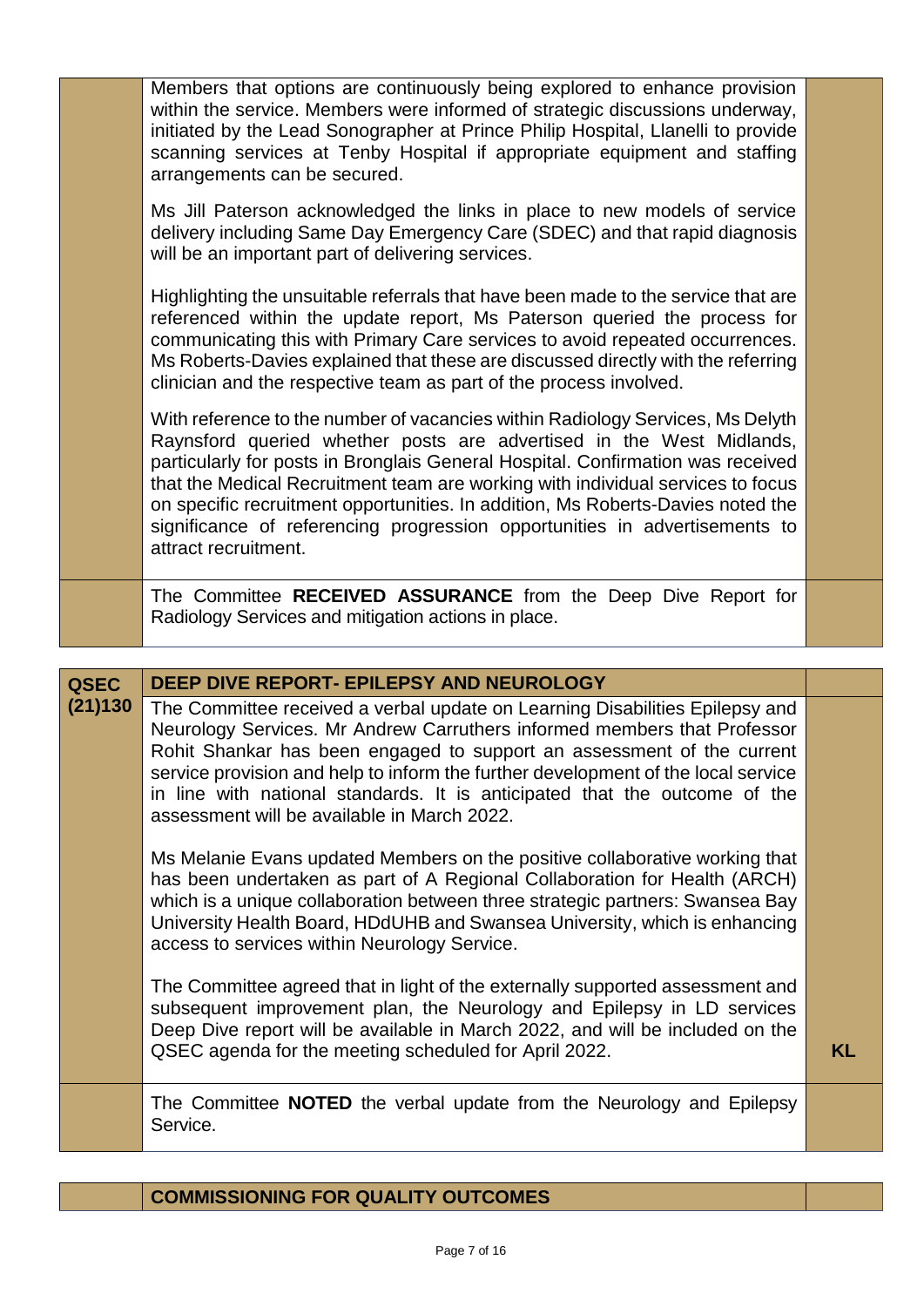| | | |
|---|---|---|
| | Members that options are continuously being explored to enhance provision within the service. Members were informed of strategic discussions underway, initiated by the Lead Sonographer at Prince Philip Hospital, Llanelli to provide scanning services at Tenby Hospital if appropriate equipment and staffing arrangements can be secured.<br><br>Ms Jill Paterson acknowledged the links in place to new models of service delivery including Same Day Emergency Care (SDEC) and that rapid diagnosis will be an important part of delivering services.<br><br>Highlighting the unsuitable referrals that have been made to the service that are referenced within the update report, Ms Paterson queried the process for communicating this with Primary Care services to avoid repeated occurrences. Ms Roberts-Davies explained that these are discussed directly with the referring clinician and the respective team as part of the process involved.<br><br>With reference to the number of vacancies within Radiology Services, Ms Delyth Raynsford queried whether posts are advertised in the West Midlands, particularly for posts in Bronglais General Hospital. Confirmation was received that the Medical Recruitment team are working with individual services to focus on specific recruitment opportunities. In addition, Ms Roberts-Davies noted the significance of referencing progression opportunities in advertisements to attract recruitment. | |
| | The Committee **RECEIVED ASSURANCE** from the Deep Dive Report for Radiology Services and mitigation actions in place. | |

| | | |
|---|---|---|
| **QSEC (21)130** | **DEEP DIVE REPORT- EPILEPSY AND NEUROLOGY** | |
| | The Committee received a verbal update on Learning Disabilities Epilepsy and Neurology Services. Mr Andrew Carruthers informed members that Professor Rohit Shankar has been engaged to support an assessment of the current service provision and help to inform the further development of the local service in line with national standards. It is anticipated that the outcome of the assessment will be available in March 2022.<br><br>Ms Melanie Evans updated Members on the positive collaborative working that has been undertaken as part of A Regional Collaboration for Health (ARCH) which is a unique collaboration between three strategic partners: Swansea Bay University Health Board, HDdUHB and Swansea University, which is enhancing access to services within Neurology Service.<br><br>The Committee agreed that in light of the externally supported assessment and subsequent improvement plan, the Neurology and Epilepsy in LD services Deep Dive report will be available in March 2022, and will be included on the QSEC agenda for the meeting scheduled for April 2022. | **KL** |
| | The Committee **NOTED** the verbal update from the Neurology and Epilepsy Service. | |

| | | |
|---|---|---|
| | **COMMISSIONING FOR QUALITY OUTCOMES** | |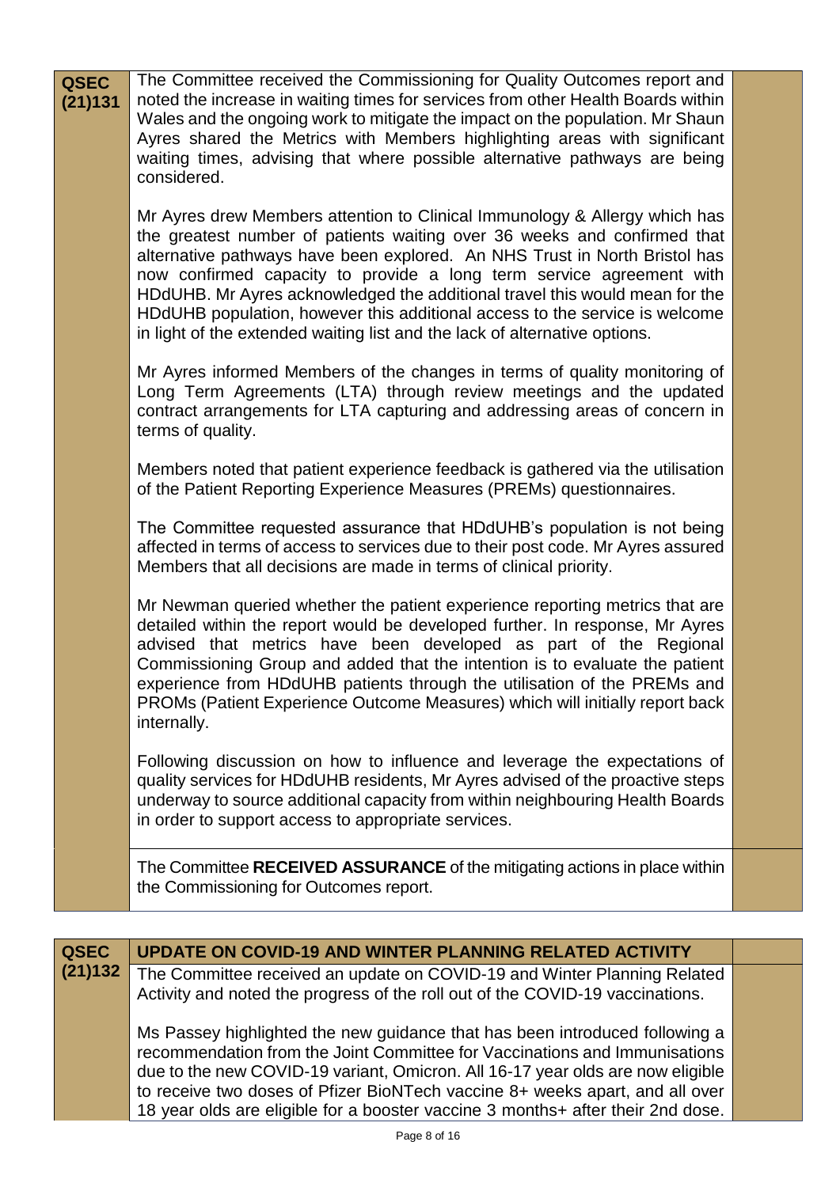| | | |
|---|---|---|
| **QSEC (21)131** | The Committee received the Commissioning for Quality Outcomes report and noted the increase in waiting times for services from other Health Boards within Wales and the ongoing work to mitigate the impact on the population. Mr Shaun Ayres shared the Metrics with Members highlighting areas with significant waiting times, advising that where possible alternative pathways are being considered.<br><br>Mr Ayres drew Members attention to Clinical Immunology & Allergy which has the greatest number of patients waiting over 36 weeks and confirmed that alternative pathways have been explored. An NHS Trust in North Bristol has now confirmed capacity to provide a long term service agreement with HDdUHB. Mr Ayres acknowledged the additional travel this would mean for the HDdUHB population, however this additional access to the service is welcome in light of the extended waiting list and the lack of alternative options.<br><br>Mr Ayres informed Members of the changes in terms of quality monitoring of Long Term Agreements (LTA) through review meetings and the updated contract arrangements for LTA capturing and addressing areas of concern in terms of quality.<br><br>Members noted that patient experience feedback is gathered via the utilisation of the Patient Reporting Experience Measures (PREMs) questionnaires.<br><br>The Committee requested assurance that HDdUHB's population is not being affected in terms of access to services due to their post code. Mr Ayres assured Members that all decisions are made in terms of clinical priority.<br><br>Mr Newman queried whether the patient experience reporting metrics that are detailed within the report would be developed further. In response, Mr Ayres advised that metrics have been developed as part of the Regional Commissioning Group and added that the intention is to evaluate the patient experience from HDdUHB patients through the utilisation of the PREMs and PROMs (Patient Experience Outcome Measures) which will initially report back internally.<br><br>Following discussion on how to influence and leverage the expectations of quality services for HDdUHB residents, Mr Ayres advised of the proactive steps underway to source additional capacity from within neighbouring Health Boards in order to support access to appropriate services. | |
| | The Committee **RECEIVED ASSURANCE** of the mitigating actions in place within the Commissioning for Outcomes report. | |

| | | |
|---|---|---|
| **QSEC (21)132** | **UPDATE ON COVID-19 AND WINTER PLANNING RELATED ACTIVITY** | |
| | The Committee received an update on COVID-19 and Winter Planning Related Activity and noted the progress of the roll out of the COVID-19 vaccinations.<br><br>Ms Passey highlighted the new guidance that has been introduced following a recommendation from the Joint Committee for Vaccinations and Immunisations due to the new COVID-19 variant, Omicron. All 16-17 year olds are now eligible to receive two doses of Pfizer BioNTech vaccine 8+ weeks apart, and all over 18 year olds are eligible for a booster vaccine 3 months+ after their 2nd dose. | |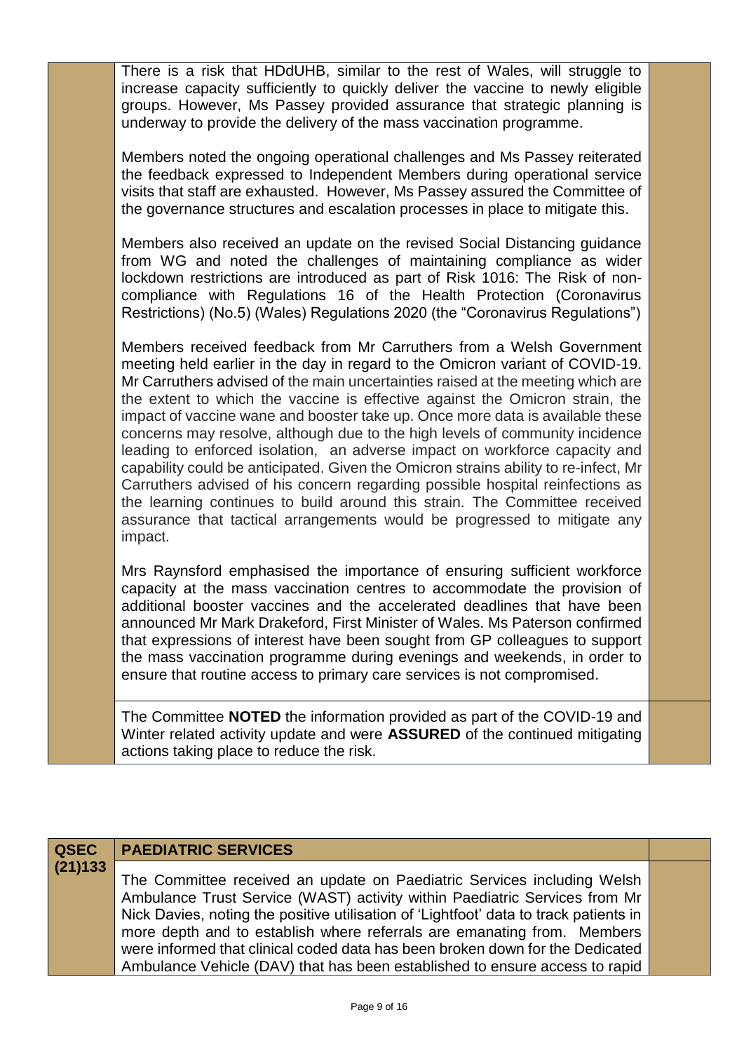| | | |
|---|---|---|
| | There is a risk that HDdUHB, similar to the rest of Wales, will struggle to increase capacity sufficiently to quickly deliver the vaccine to newly eligible groups. However, Ms Passey provided assurance that strategic planning is underway to provide the delivery of the mass vaccination programme.<br><br>Members noted the ongoing operational challenges and Ms Passey reiterated the feedback expressed to Independent Members during operational service visits that staff are exhausted. However, Ms Passey assured the Committee of the governance structures and escalation processes in place to mitigate this.<br><br>Members also received an update on the revised Social Distancing guidance from WG and noted the challenges of maintaining compliance as wider lockdown restrictions are introduced as part of Risk 1016: The Risk of non-compliance with Regulations 16 of the Health Protection (Coronavirus Restrictions) (No.5) (Wales) Regulations 2020 (the "Coronavirus Regulations")<br><br>Members received feedback from Mr Carruthers from a Welsh Government meeting held earlier in the day in regard to the Omicron variant of COVID-19. Mr Carruthers advised of the main uncertainties raised at the meeting which are the extent to which the vaccine is effective against the Omicron strain, the impact of vaccine wane and booster take up. Once more data is available these concerns may resolve, although due to the high levels of community incidence leading to enforced isolation, an adverse impact on workforce capacity and capability could be anticipated. Given the Omicron strains ability to re-infect, Mr Carruthers advised of his concern regarding possible hospital reinfections as the learning continues to build around this strain. The Committee received assurance that tactical arrangements would be progressed to mitigate any impact.<br><br>Mrs Raynsford emphasised the importance of ensuring sufficient workforce capacity at the mass vaccination centres to accommodate the provision of additional booster vaccines and the accelerated deadlines that have been announced Mr Mark Drakeford, First Minister of Wales. Ms Paterson confirmed that expressions of interest have been sought from GP colleagues to support the mass vaccination programme during evenings and weekends, in order to ensure that routine access to primary care services is not compromised. | |
| | The Committee **NOTED** the information provided as part of the COVID-19 and Winter related activity update and were **ASSURED** of the continued mitigating actions taking place to reduce the risk. | |

| | | |
|---|---|---|
| **QSEC (21)133** | **PAEDIATRIC SERVICES** | |
| | The Committee received an update on Paediatric Services including Welsh Ambulance Trust Service (WAST) activity within Paediatric Services from Mr Nick Davies, noting the positive utilisation of 'Lightfoot' data to track patients in more depth and to establish where referrals are emanating from. Members were informed that clinical coded data has been broken down for the Dedicated Ambulance Vehicle (DAV) that has been established to ensure access to rapid | |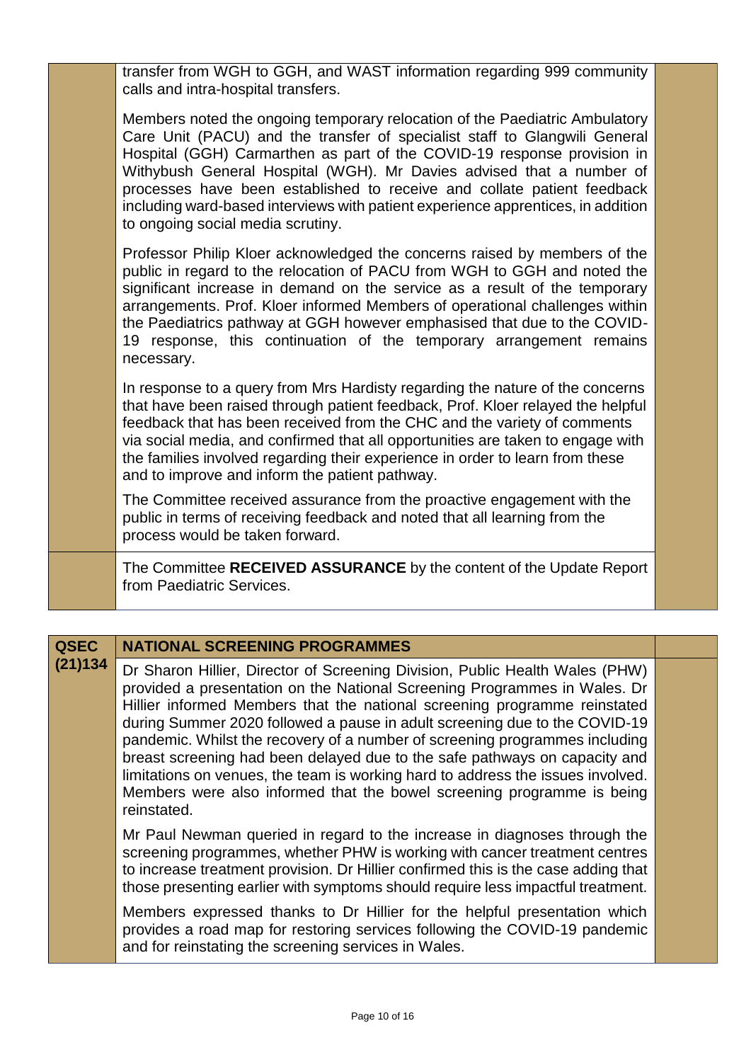| | | |
|---|---|---|
| | transfer from WGH to GGH, and WAST information regarding 999 community calls and intra-hospital transfers.<br><br>Members noted the ongoing temporary relocation of the Paediatric Ambulatory Care Unit (PACU) and the transfer of specialist staff to Glangwili General Hospital (GGH) Carmarthen as part of the COVID-19 response provision in Withybush General Hospital (WGH). Mr Davies advised that a number of processes have been established to receive and collate patient feedback including ward-based interviews with patient experience apprentices, in addition to ongoing social media scrutiny.<br><br>Professor Philip Kloer acknowledged the concerns raised by members of the public in regard to the relocation of PACU from WGH to GGH and noted the significant increase in demand on the service as a result of the temporary arrangements. Prof. Kloer informed Members of operational challenges within the Paediatrics pathway at GGH however emphasised that due to the COVID-19 response, this continuation of the temporary arrangement remains necessary.<br><br>In response to a query from Mrs Hardisty regarding the nature of the concerns that have been raised through patient feedback, Prof. Kloer relayed the helpful feedback that has been received from the CHC and the variety of comments via social media, and confirmed that all opportunities are taken to engage with the families involved regarding their experience in order to learn from these and to improve and inform the patient pathway.<br><br>The Committee received assurance from the proactive engagement with the public in terms of receiving feedback and noted that all learning from the process would be taken forward. | |
| | The Committee **RECEIVED ASSURANCE** by the content of the Update Report from Paediatric Services. | |

| **QSEC (21)134** | **NATIONAL SCREENING PROGRAMMES** | |
|---|---|---|
| | Dr Sharon Hillier, Director of Screening Division, Public Health Wales (PHW) provided a presentation on the National Screening Programmes in Wales. Dr Hillier informed Members that the national screening programme reinstated during Summer 2020 followed a pause in adult screening due to the COVID-19 pandemic. Whilst the recovery of a number of screening programmes including breast screening had been delayed due to the safe pathways on capacity and limitations on venues, the team is working hard to address the issues involved. Members were also informed that the bowel screening programme is being reinstated.<br><br>Mr Paul Newman queried in regard to the increase in diagnoses through the screening programmes, whether PHW is working with cancer treatment centres to increase treatment provision. Dr Hillier confirmed this is the case adding that those presenting earlier with symptoms should require less impactful treatment.<br><br>Members expressed thanks to Dr Hillier for the helpful presentation which provides a road map for restoring services following the COVID-19 pandemic and for reinstating the screening services in Wales. | |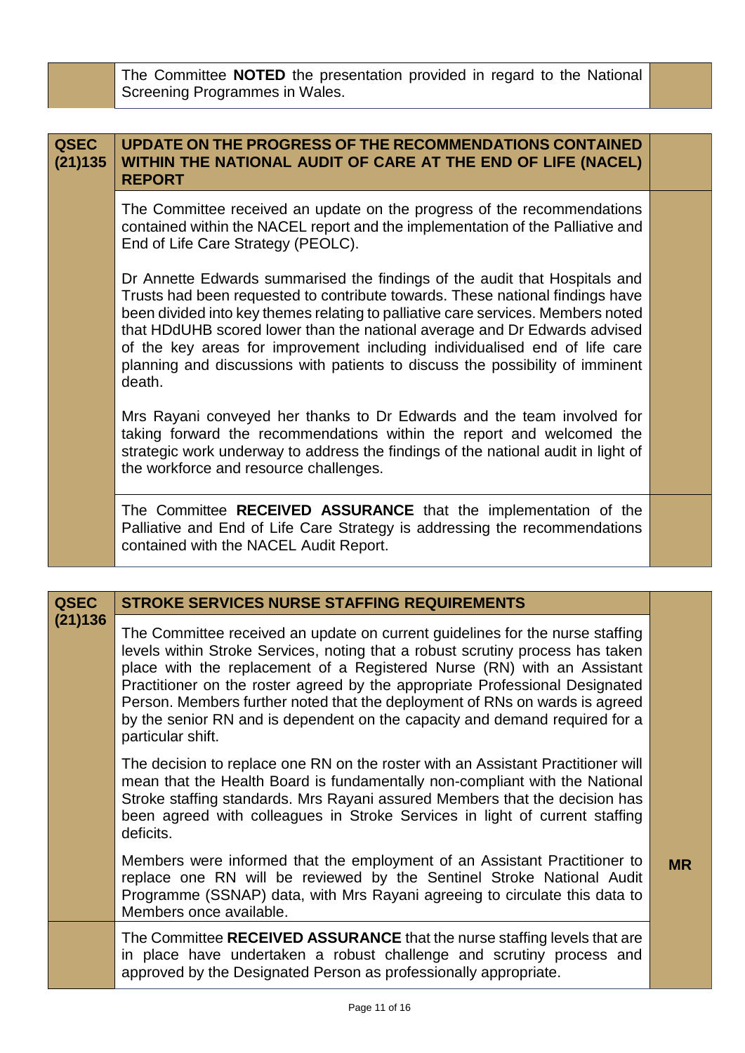| | | |
|---|---|---|
| | The Committee **NOTED** the presentation provided in regard to the National Screening Programmes in Wales. | |

| | | |
|---|---|---|
| **QSEC (21)135** | **UPDATE ON THE PROGRESS OF THE RECOMMENDATIONS CONTAINED WITHIN THE NATIONAL AUDIT OF CARE AT THE END OF LIFE (NACEL) REPORT** | |
| | The Committee received an update on the progress of the recommendations contained within the NACEL report and the implementation of the Palliative and End of Life Care Strategy (PEOLC).<br><br>Dr Annette Edwards summarised the findings of the audit that Hospitals and Trusts had been requested to contribute towards. These national findings have been divided into key themes relating to palliative care services. Members noted that HDdUHB scored lower than the national average and Dr Edwards advised of the key areas for improvement including individualised end of life care planning and discussions with patients to discuss the possibility of imminent death.<br><br>Mrs Rayani conveyed her thanks to Dr Edwards and the team involved for taking forward the recommendations within the report and welcomed the strategic work underway to address the findings of the national audit in light of the workforce and resource challenges. | |
| | The Committee **RECEIVED ASSURANCE** that the implementation of the Palliative and End of Life Care Strategy is addressing the recommendations contained with the NACEL Audit Report. | |

| | | |
|---|---|---|
| **QSEC (21)136** | **STROKE SERVICES NURSE STAFFING REQUIREMENTS** | |
| | The Committee received an update on current guidelines for the nurse staffing levels within Stroke Services, noting that a robust scrutiny process has taken place with the replacement of a Registered Nurse (RN) with an Assistant Practitioner on the roster agreed by the appropriate Professional Designated Person. Members further noted that the deployment of RNs on wards is agreed by the senior RN and is dependent on the capacity and demand required for a particular shift.<br><br>The decision to replace one RN on the roster with an Assistant Practitioner will mean that the Health Board is fundamentally non-compliant with the National Stroke staffing standards. Mrs Rayani assured Members that the decision has been agreed with colleagues in Stroke Services in light of current staffing deficits.<br><br>Members were informed that the employment of an Assistant Practitioner to replace one RN will be reviewed by the Sentinel Stroke National Audit Programme (SSNAP) data, with Mrs Rayani agreeing to circulate this data to Members once available. | **MR** |
| | The Committee **RECEIVED ASSURANCE** that the nurse staffing levels that are in place have undertaken a robust challenge and scrutiny process and approved by the Designated Person as professionally appropriate. | |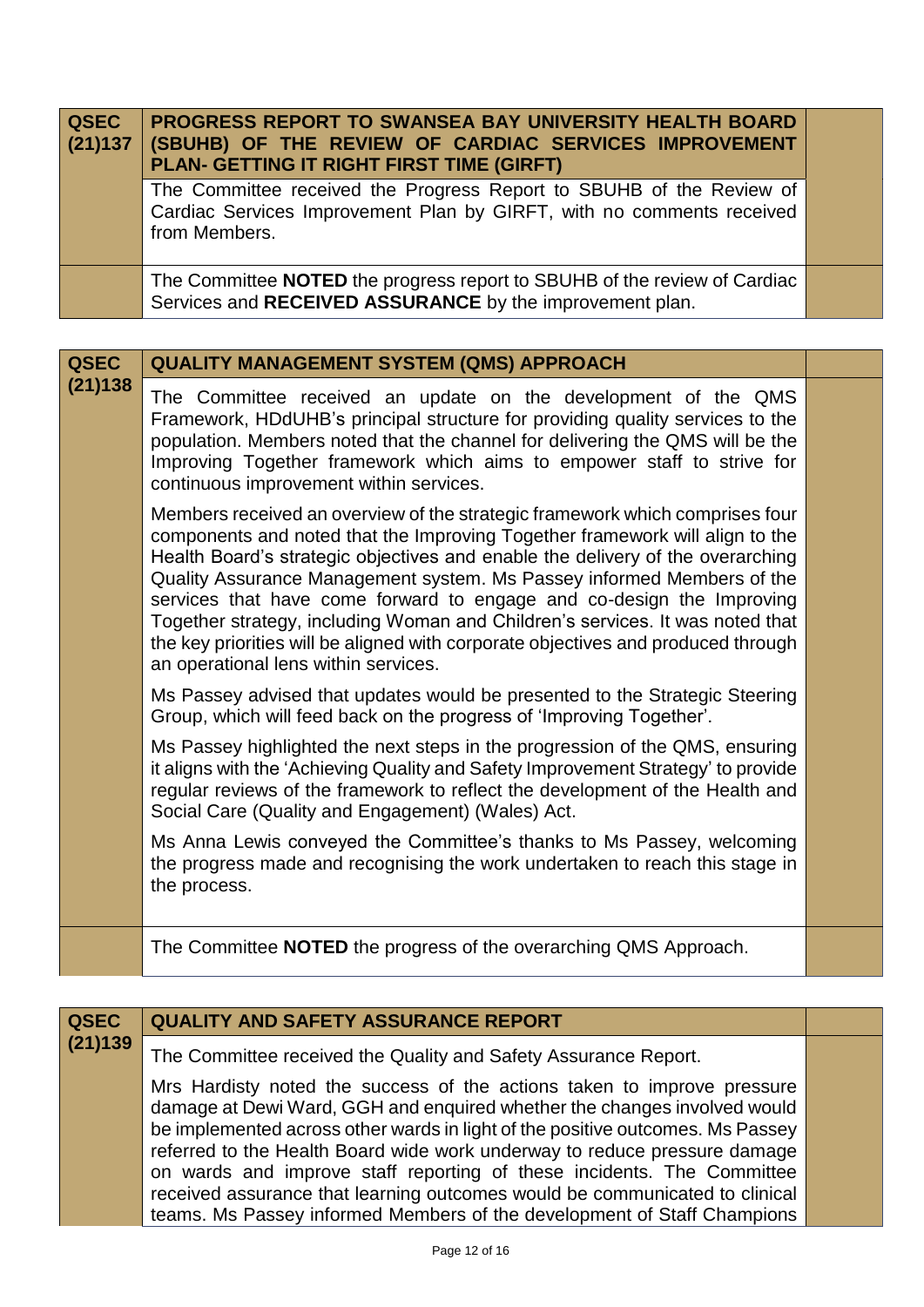| QSEC (21)137 | PROGRESS REPORT TO SWANSEA BAY UNIVERSITY HEALTH BOARD (SBUHB) OF THE REVIEW OF CARDIAC SERVICES IMPROVEMENT PLAN- GETTING IT RIGHT FIRST TIME (GIRFT) | |
|---|---|---|
| | The Committee received the Progress Report to SBUHB of the Review of Cardiac Services Improvement Plan by GIRFT, with no comments received from Members. | |
| | The Committee **NOTED** the progress report to SBUHB of the review of Cardiac Services and **RECEIVED ASSURANCE** by the improvement plan. | |

| QSEC (21)138 | QUALITY MANAGEMENT SYSTEM (QMS) APPROACH | |
|---|---|---|
| | The Committee received an update on the development of the QMS Framework, HDdUHB's principal structure for providing quality services to the population. Members noted that the channel for delivering the QMS will be the Improving Together framework which aims to empower staff to strive for continuous improvement within services.<br><br>Members received an overview of the strategic framework which comprises four components and noted that the Improving Together framework will align to the Health Board's strategic objectives and enable the delivery of the overarching Quality Assurance Management system. Ms Passey informed Members of the services that have come forward to engage and co-design the Improving Together strategy, including Woman and Children's services. It was noted that the key priorities will be aligned with corporate objectives and produced through an operational lens within services.<br><br>Ms Passey advised that updates would be presented to the Strategic Steering Group, which will feed back on the progress of 'Improving Together'.<br><br>Ms Passey highlighted the next steps in the progression of the QMS, ensuring it aligns with the 'Achieving Quality and Safety Improvement Strategy' to provide regular reviews of the framework to reflect the development of the Health and Social Care (Quality and Engagement) (Wales) Act.<br><br>Ms Anna Lewis conveyed the Committee's thanks to Ms Passey, welcoming the progress made and recognising the work undertaken to reach this stage in the process. | |
| | The Committee **NOTED** the progress of the overarching QMS Approach. | |

| QSEC (21)139 | QUALITY AND SAFETY ASSURANCE REPORT | |
|---|---|---|
| | The Committee received the Quality and Safety Assurance Report.<br><br>Mrs Hardisty noted the success of the actions taken to improve pressure damage at Dewi Ward, GGH and enquired whether the changes involved would be implemented across other wards in light of the positive outcomes. Ms Passey referred to the Health Board wide work underway to reduce pressure damage on wards and improve staff reporting of these incidents. The Committee received assurance that learning outcomes would be communicated to clinical teams. Ms Passey informed Members of the development of Staff Champions | |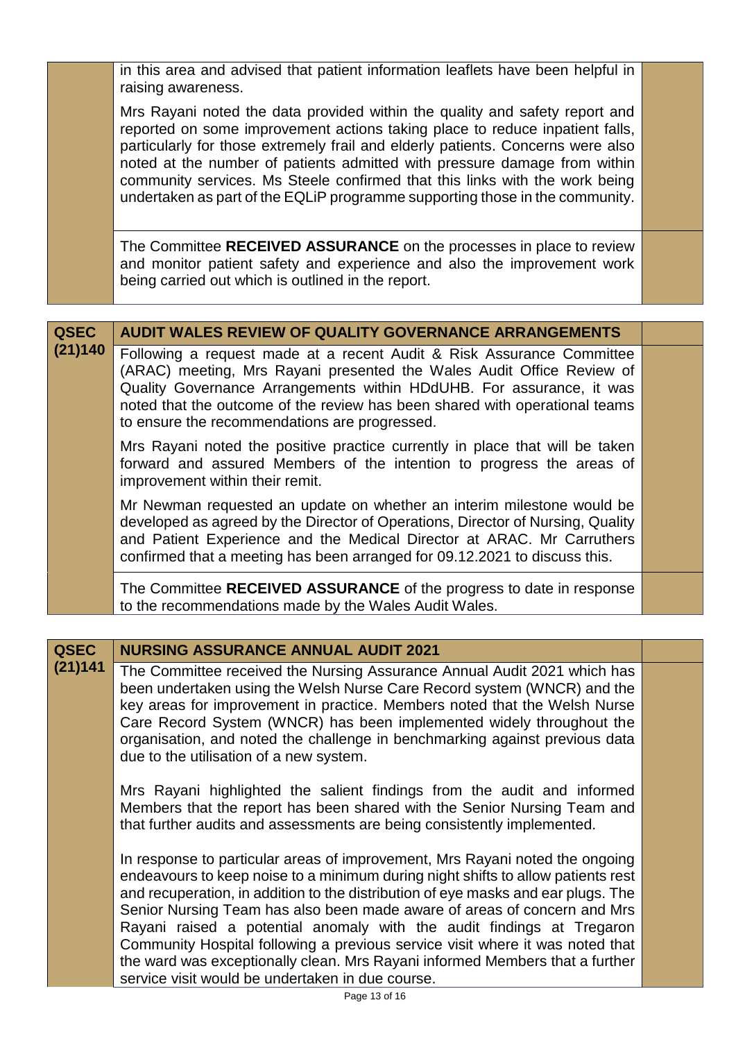| | | |
|---|---|---|
| | in this area and advised that patient information leaflets have been helpful in raising awareness.<br><br>Mrs Rayani noted the data provided within the quality and safety report and reported on some improvement actions taking place to reduce inpatient falls, particularly for those extremely frail and elderly patients. Concerns were also noted at the number of patients admitted with pressure damage from within community services. Ms Steele confirmed that this links with the work being undertaken as part of the EQLiP programme supporting those in the community. | |
| | The Committee **RECEIVED ASSURANCE** on the processes in place to review and monitor patient safety and experience and also the improvement work being carried out which is outlined in the report. | |

| | | |
|---|---|---|
| **QSEC (21)140** | **AUDIT WALES REVIEW OF QUALITY GOVERNANCE ARRANGEMENTS** | |
| | Following a request made at a recent Audit & Risk Assurance Committee (ARAC) meeting, Mrs Rayani presented the Wales Audit Office Review of Quality Governance Arrangements within HDdUHB. For assurance, it was noted that the outcome of the review has been shared with operational teams to ensure the recommendations are progressed.<br><br>Mrs Rayani noted the positive practice currently in place that will be taken forward and assured Members of the intention to progress the areas of improvement within their remit.<br><br>Mr Newman requested an update on whether an interim milestone would be developed as agreed by the Director of Operations, Director of Nursing, Quality and Patient Experience and the Medical Director at ARAC. Mr Carruthers confirmed that a meeting has been arranged for 09.12.2021 to discuss this. | |
| | The Committee **RECEIVED ASSURANCE** of the progress to date in response to the recommendations made by the Wales Audit Wales. | |

| | | |
|---|---|---|
| **QSEC (21)141** | **NURSING ASSURANCE ANNUAL AUDIT 2021** | |
| | The Committee received the Nursing Assurance Annual Audit 2021 which has been undertaken using the Welsh Nurse Care Record system (WNCR) and the key areas for improvement in practice. Members noted that the Welsh Nurse Care Record System (WNCR) has been implemented widely throughout the organisation, and noted the challenge in benchmarking against previous data due to the utilisation of a new system.<br><br>Mrs Rayani highlighted the salient findings from the audit and informed Members that the report has been shared with the Senior Nursing Team and that further audits and assessments are being consistently implemented.<br><br>In response to particular areas of improvement, Mrs Rayani noted the ongoing endeavours to keep noise to a minimum during night shifts to allow patients rest and recuperation, in addition to the distribution of eye masks and ear plugs. The Senior Nursing Team has also been made aware of areas of concern and Mrs Rayani raised a potential anomaly with the audit findings at Tregaron Community Hospital following a previous service visit where it was noted that the ward was exceptionally clean. Mrs Rayani informed Members that a further service visit would be undertaken in due course. | |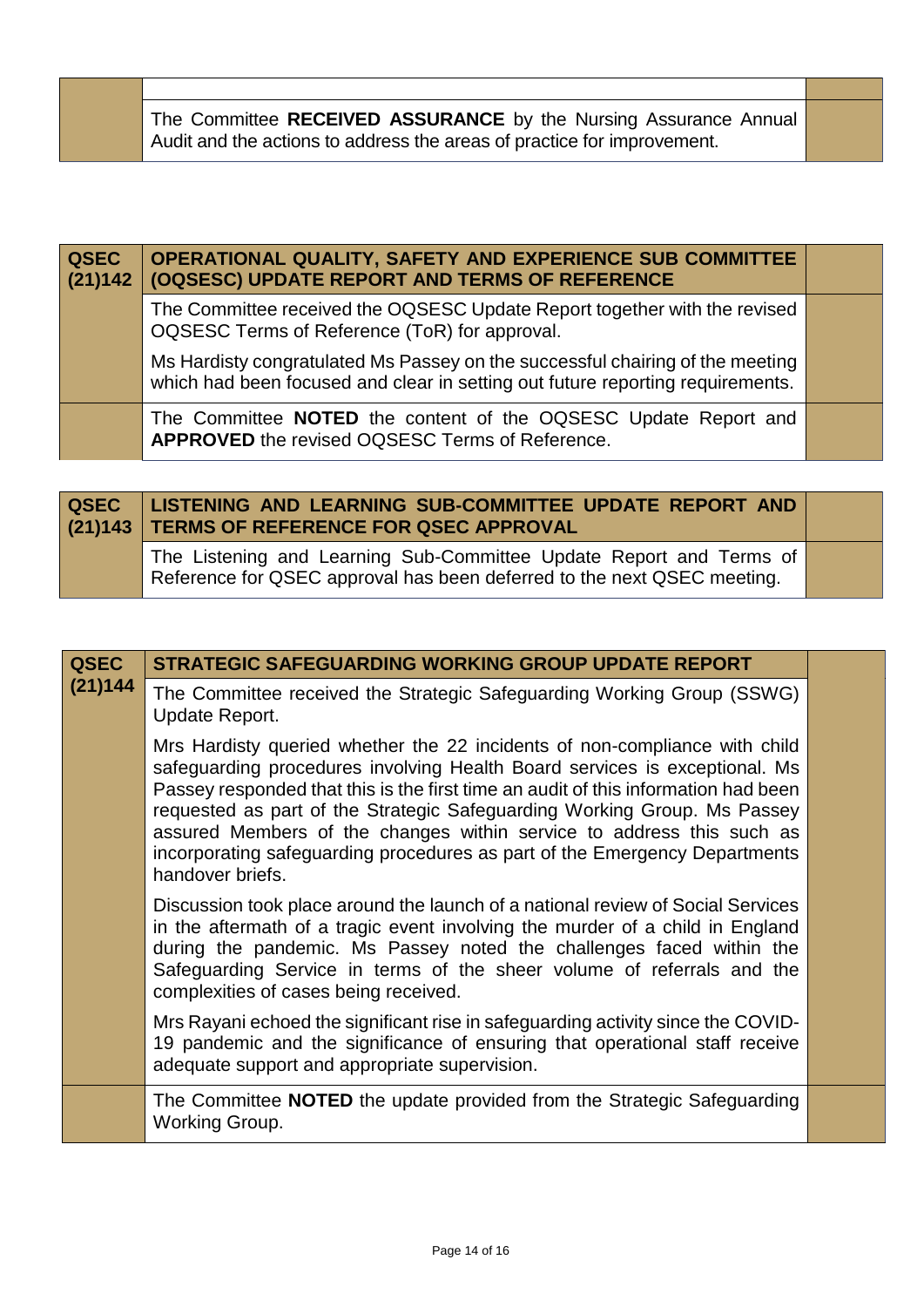| | | |
|---|---|---|
| | The Committee **RECEIVED ASSURANCE** by the Nursing Assurance Annual Audit and the actions to address the areas of practice for improvement. | |

| QSEC (21)142 | OPERATIONAL QUALITY, SAFETY AND EXPERIENCE SUB COMMITTEE (OQSESC) UPDATE REPORT AND TERMS OF REFERENCE | |
|---|---|---|
| | The Committee received the OQSESC Update Report together with the revised OQSESC Terms of Reference (ToR) for approval.<br><br>Ms Hardisty congratulated Ms Passey on the successful chairing of the meeting which had been focused and clear in setting out future reporting requirements. | |
| | The Committee **NOTED** the content of the OQSESC Update Report and **APPROVED** the revised OQSESC Terms of Reference. | |

| QSEC (21)143 | LISTENING AND LEARNING SUB-COMMITTEE UPDATE REPORT AND TERMS OF REFERENCE FOR QSEC APPROVAL | |
|---|---|---|
| | The Listening and Learning Sub-Committee Update Report and Terms of Reference for QSEC approval has been deferred to the next QSEC meeting. | |

| QSEC (21)144 | STRATEGIC SAFEGUARDING WORKING GROUP UPDATE REPORT | |
|---|---|---|
| | The Committee received the Strategic Safeguarding Working Group (SSWG) Update Report.<br><br>Mrs Hardisty queried whether the 22 incidents of non-compliance with child safeguarding procedures involving Health Board services is exceptional. Ms Passey responded that this is the first time an audit of this information had been requested as part of the Strategic Safeguarding Working Group. Ms Passey assured Members of the changes within service to address this such as incorporating safeguarding procedures as part of the Emergency Departments handover briefs.<br><br>Discussion took place around the launch of a national review of Social Services in the aftermath of a tragic event involving the murder of a child in England during the pandemic. Ms Passey noted the challenges faced within the Safeguarding Service in terms of the sheer volume of referrals and the complexities of cases being received.<br><br>Mrs Rayani echoed the significant rise in safeguarding activity since the COVID-19 pandemic and the significance of ensuring that operational staff receive adequate support and appropriate supervision. | |
| | The Committee **NOTED** the update provided from the Strategic Safeguarding Working Group. | |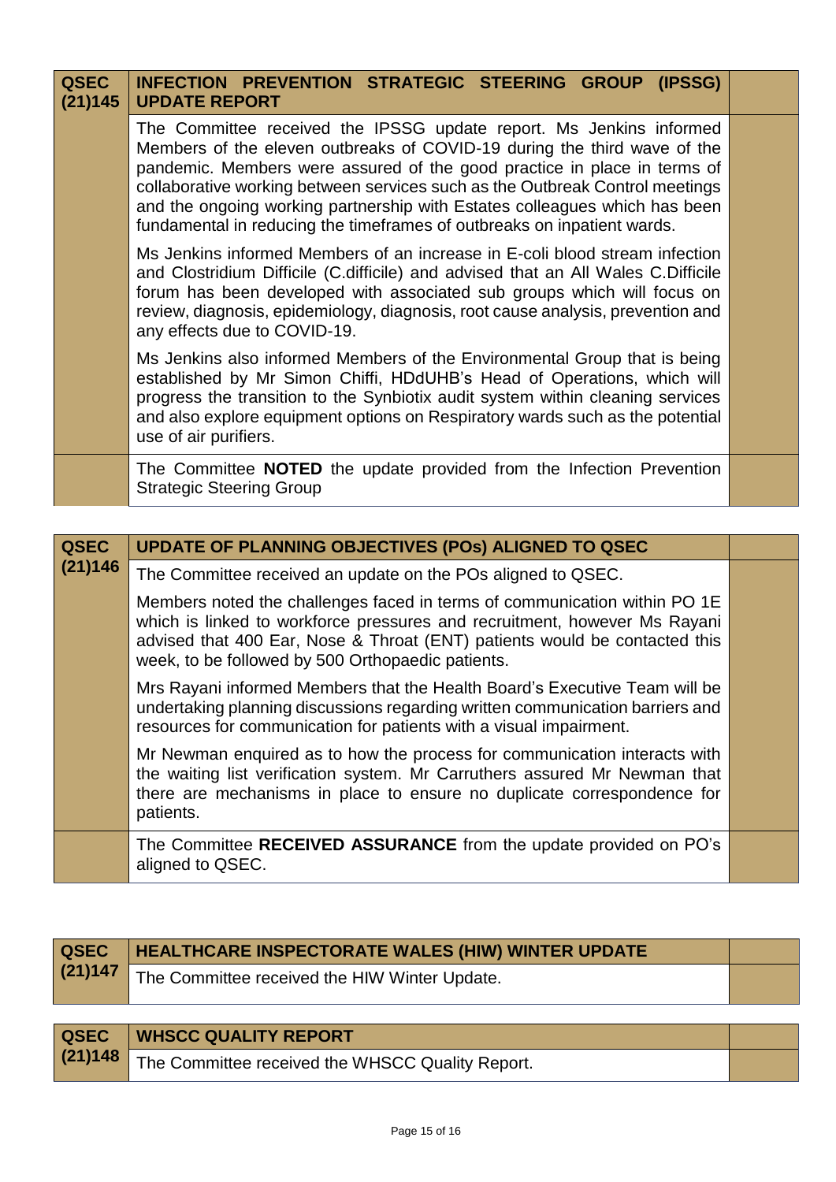| QSEC (21)145 | INFECTION PREVENTION STRATEGIC STEERING GROUP (IPSSG) UPDATE REPORT | |
|---|---|---|
| | The Committee received the IPSSG update report. Ms Jenkins informed Members of the eleven outbreaks of COVID-19 during the third wave of the pandemic. Members were assured of the good practice in place in terms of collaborative working between services such as the Outbreak Control meetings and the ongoing working partnership with Estates colleagues which has been fundamental in reducing the timeframes of outbreaks on inpatient wards.<br><br>Ms Jenkins informed Members of an increase in E-coli blood stream infection and Clostridium Difficile (C.difficile) and advised that an All Wales C.Difficile forum has been developed with associated sub groups which will focus on review, diagnosis, epidemiology, diagnosis, root cause analysis, prevention and any effects due to COVID-19.<br><br>Ms Jenkins also informed Members of the Environmental Group that is being established by Mr Simon Chiffi, HDdUHB's Head of Operations, which will progress the transition to the Synbiotix audit system within cleaning services and also explore equipment options on Respiratory wards such as the potential use of air purifiers. | |
| | The Committee **NOTED** the update provided from the Infection Prevention Strategic Steering Group | |

| QSEC (21)146 | UPDATE OF PLANNING OBJECTIVES (POs) ALIGNED TO QSEC | |
|---|---|---|
| | The Committee received an update on the POs aligned to QSEC.<br><br>Members noted the challenges faced in terms of communication within PO 1E which is linked to workforce pressures and recruitment, however Ms Rayani advised that 400 Ear, Nose & Throat (ENT) patients would be contacted this week, to be followed by 500 Orthopaedic patients.<br><br>Mrs Rayani informed Members that the Health Board's Executive Team will be undertaking planning discussions regarding written communication barriers and resources for communication for patients with a visual impairment.<br><br>Mr Newman enquired as to how the process for communication interacts with the waiting list verification system. Mr Carruthers assured Mr Newman that there are mechanisms in place to ensure no duplicate correspondence for patients. | |
| | The Committee **RECEIVED ASSURANCE** from the update provided on PO's aligned to QSEC. | |

| QSEC (21)147 | HEALTHCARE INSPECTORATE WALES (HIW) WINTER UPDATE | |
|---|---|---|
| | The Committee received the HIW Winter Update. | |

| QSEC (21)148 | WHSCC QUALITY REPORT | |
|---|---|---|
| | The Committee received the WHSCC Quality Report. | |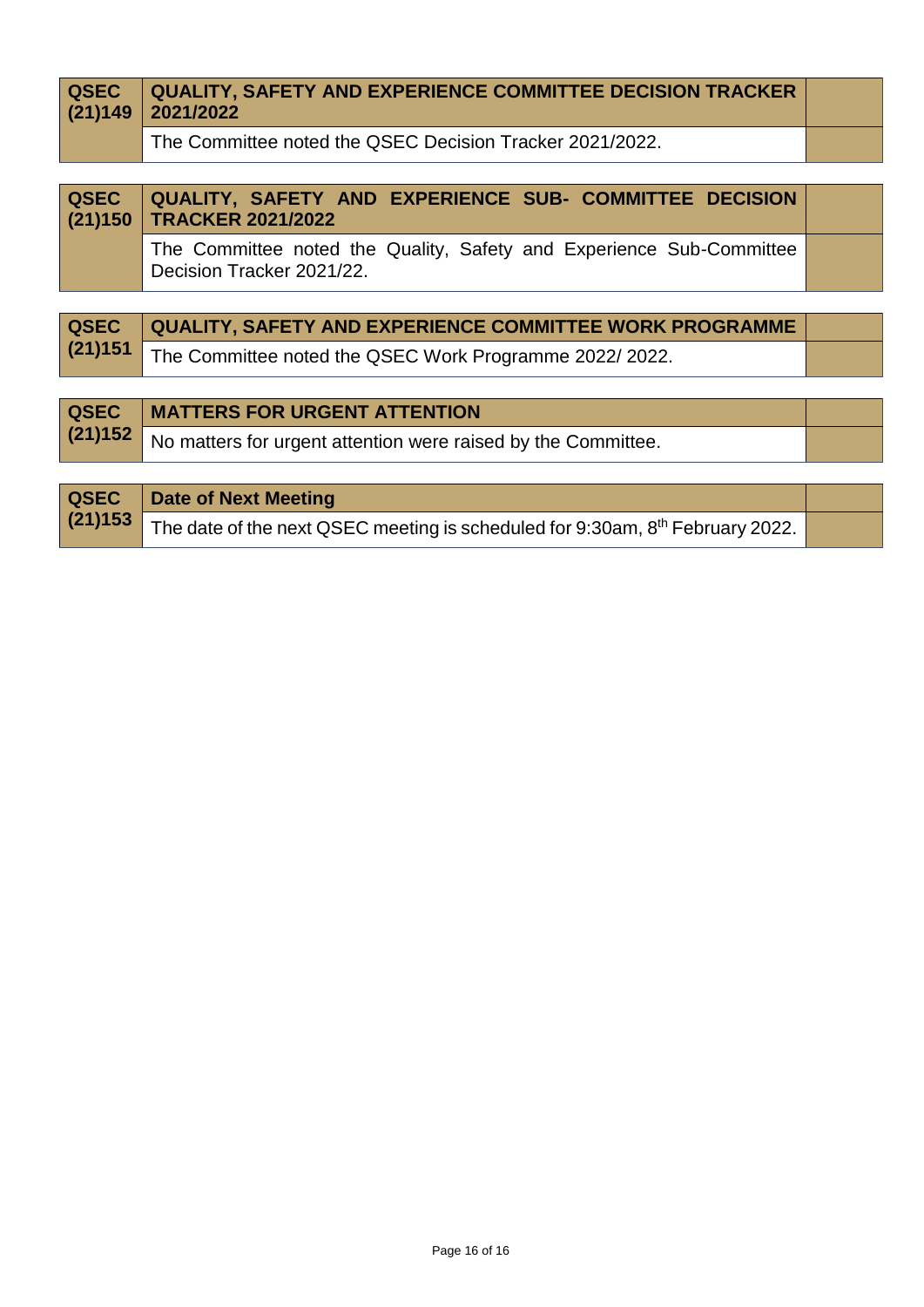| | | |
|---|---|---|
| **QSEC (21)149** | **QUALITY, SAFETY AND EXPERIENCE COMMITTEE DECISION TRACKER 2021/2022** | |
| | The Committee noted the QSEC Decision Tracker 2021/2022. | |

| | | |
|---|---|---|
| **QSEC (21)150** | **QUALITY, SAFETY AND EXPERIENCE SUB- COMMITTEE DECISION TRACKER 2021/2022** | |
| | The Committee noted the Quality, Safety and Experience Sub-Committee Decision Tracker 2021/22. | |

| | | |
|---|---|---|
| **QSEC (21)151** | **QUALITY, SAFETY AND EXPERIENCE COMMITTEE WORK PROGRAMME** | |
| | The Committee noted the QSEC Work Programme 2022/ 2022. | |

| | | |
|---|---|---|
| **QSEC (21)152** | **MATTERS FOR URGENT ATTENTION** | |
| | No matters for urgent attention were raised by the Committee. | |

| | | |
|---|---|---|
| **QSEC (21)153** | **Date of Next Meeting** | |
| | The date of the next QSEC meeting is scheduled for 9:30am, 8th February 2022. | |